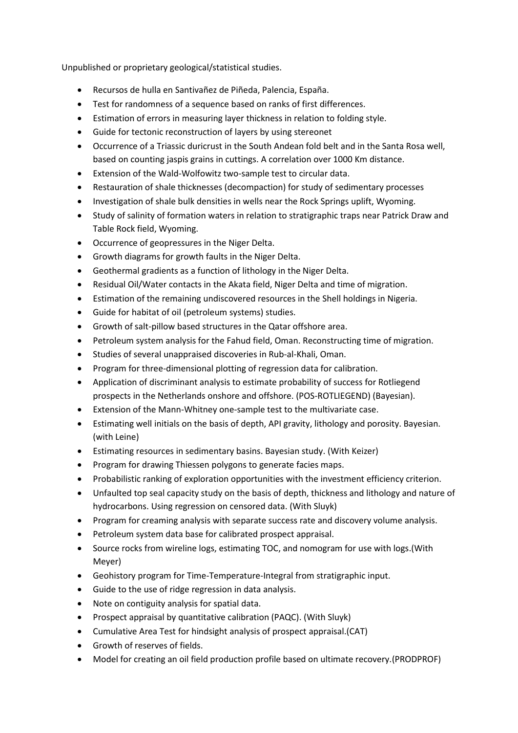Unpublished or proprietary geological/statistical studies.

- Recursos de hulla en Santivañez de Piñeda, Palencia, España.
- Test for randomness of a sequence based on ranks of first differences.
- Estimation of errors in measuring layer thickness in relation to folding style.
- Guide for tectonic reconstruction of layers by using stereonet
- Occurrence of a Triassic duricrust in the South Andean fold belt and in the Santa Rosa well, based on counting jaspis grains in cuttings. A correlation over 1000 Km distance.
- Extension of the Wald-Wolfowitz two-sample test to circular data.
- Restauration of shale thicknesses (decompaction) for study of sedimentary processes
- Investigation of shale bulk densities in wells near the Rock Springs uplift, Wyoming.
- Study of salinity of formation waters in relation to stratigraphic traps near Patrick Draw and Table Rock field, Wyoming.
- Occurrence of geopressures in the Niger Delta.
- Growth diagrams for growth faults in the Niger Delta.
- Geothermal gradients as a function of lithology in the Niger Delta.
- Residual Oil/Water contacts in the Akata field, Niger Delta and time of migration.
- Estimation of the remaining undiscovered resources in the Shell holdings in Nigeria.
- Guide for habitat of oil (petroleum systems) studies.
- Growth of salt-pillow based structures in the Qatar offshore area.
- Petroleum system analysis for the Fahud field, Oman. Reconstructing time of migration.
- Studies of several unappraised discoveries in Rub-al-Khali, Oman.
- Program for three-dimensional plotting of regression data for calibration.
- Application of discriminant analysis to estimate probability of success for Rotliegend prospects in the Netherlands onshore and offshore. (POS-ROTLIEGEND) (Bayesian).
- Extension of the Mann-Whitney one-sample test to the multivariate case.
- Estimating well initials on the basis of depth, API gravity, lithology and porosity. Bayesian. (with Leine)
- Estimating resources in sedimentary basins. Bayesian study. (With Keizer)
- Program for drawing Thiessen polygons to generate facies maps.
- Probabilistic ranking of exploration opportunities with the investment efficiency criterion.
- Unfaulted top seal capacity study on the basis of depth, thickness and lithology and nature of hydrocarbons. Using regression on censored data. (With Sluyk)
- Program for creaming analysis with separate success rate and discovery volume analysis.
- Petroleum system data base for calibrated prospect appraisal.
- Source rocks from wireline logs, estimating TOC, and nomogram for use with logs.(With Meyer)
- Geohistory program for Time-Temperature-Integral from stratigraphic input.
- Guide to the use of ridge regression in data analysis.
- Note on contiguity analysis for spatial data.
- Prospect appraisal by quantitative calibration (PAQC). (With Sluyk)
- Cumulative Area Test for hindsight analysis of prospect appraisal.(CAT)
- Growth of reserves of fields.
- Model for creating an oil field production profile based on ultimate recovery.(PRODPROF)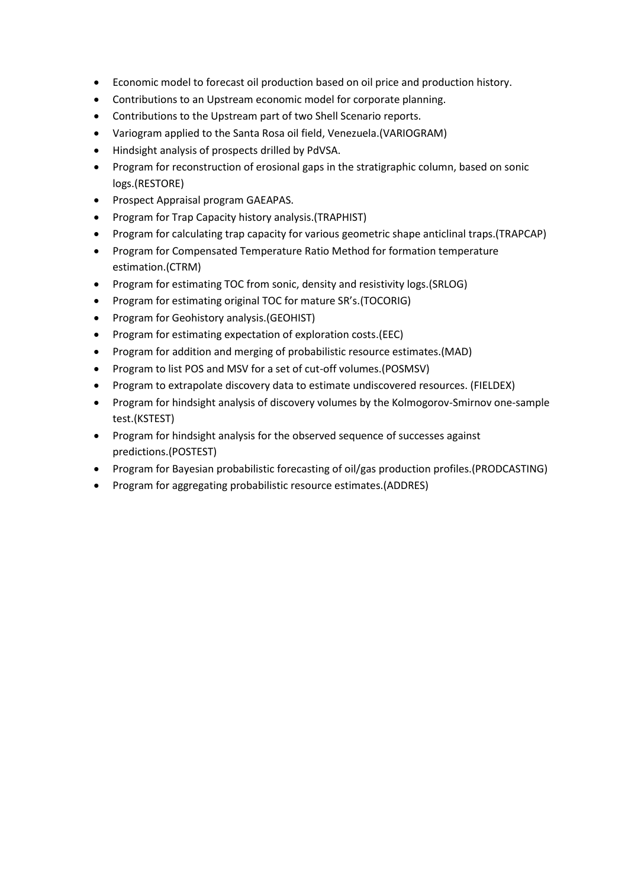- Economic model to forecast oil production based on oil price and production history.
- Contributions to an Upstream economic model for corporate planning.
- Contributions to the Upstream part of two Shell Scenario reports.
- Variogram applied to the Santa Rosa oil field, Venezuela.(VARIOGRAM)
- Hindsight analysis of prospects drilled by PdVSA.
- Program for reconstruction of erosional gaps in the stratigraphic column, based on sonic logs.(RESTORE)
- Prospect Appraisal program GAEAPAS.
- Program for Trap Capacity history analysis.(TRAPHIST)
- Program for calculating trap capacity for various geometric shape anticlinal traps.(TRAPCAP)
- Program for Compensated Temperature Ratio Method for formation temperature estimation.(CTRM)
- Program for estimating TOC from sonic, density and resistivity logs.(SRLOG)
- Program for estimating original TOC for mature SR's.(TOCORIG)
- Program for Geohistory analysis.(GEOHIST)
- Program for estimating expectation of exploration costs.(EEC)
- Program for addition and merging of probabilistic resource estimates.(MAD)
- Program to list POS and MSV for a set of cut-off volumes.(POSMSV)
- Program to extrapolate discovery data to estimate undiscovered resources. (FIELDEX)
- Program for hindsight analysis of discovery volumes by the Kolmogorov-Smirnov one-sample test.(KSTEST)
- Program for hindsight analysis for the observed sequence of successes against predictions.(POSTEST)
- Program for Bayesian probabilistic forecasting of oil/gas production profiles.(PRODCASTING)
- Program for aggregating probabilistic resource estimates.(ADDRES)